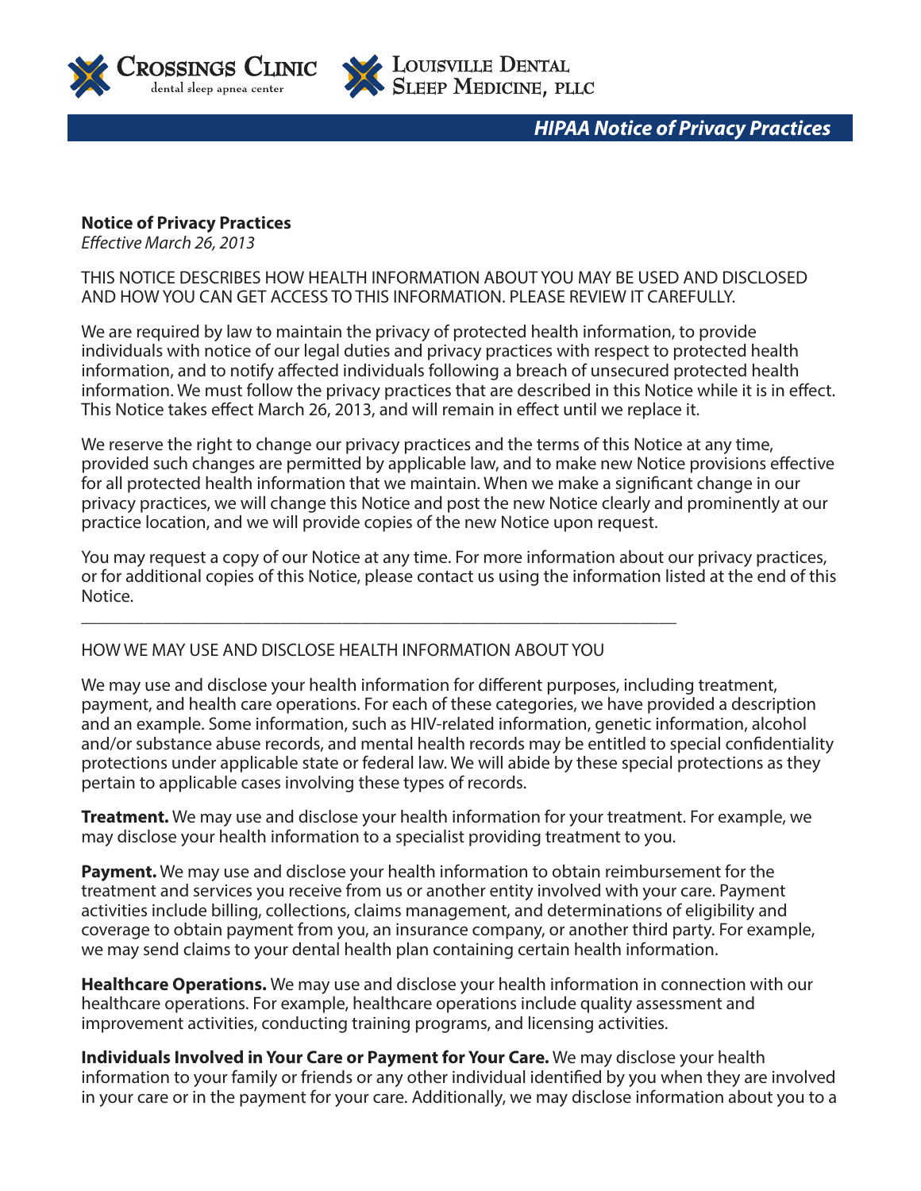Crossings Clinic
dental sleep apnea center

Louisville Dental Sleep Medicine, PLLC

***HIPAA Notice of Privacy Practices***

**Notice of Privacy Practices**
*Effective March 26, 2013*

THIS NOTICE DESCRIBES HOW HEALTH INFORMATION ABOUT YOU MAY BE USED AND DISCLOSED AND HOW YOU CAN GET ACCESS TO THIS INFORMATION. PLEASE REVIEW IT CAREFULLY.

We are required by law to maintain the privacy of protected health information, to provide individuals with notice of our legal duties and privacy practices with respect to protected health information, and to notify affected individuals following a breach of unsecured protected health information. We must follow the privacy practices that are described in this Notice while it is in effect. This Notice takes effect March 26, 2013, and will remain in effect until we replace it.

We reserve the right to change our privacy practices and the terms of this Notice at any time, provided such changes are permitted by applicable law, and to make new Notice provisions effective for all protected health information that we maintain. When we make a significant change in our privacy practices, we will change this Notice and post the new Notice clearly and prominently at our practice location, and we will provide copies of the new Notice upon request.

You may request a copy of our Notice at any time. For more information about our privacy practices, or for additional copies of this Notice, please contact us using the information listed at the end of this Notice.

---

HOW WE MAY USE AND DISCLOSE HEALTH INFORMATION ABOUT YOU

We may use and disclose your health information for different purposes, including treatment, payment, and health care operations. For each of these categories, we have provided a description and an example. Some information, such as HIV-related information, genetic information, alcohol and/or substance abuse records, and mental health records may be entitled to special confidentiality protections under applicable state or federal law. We will abide by these special protections as they pertain to applicable cases involving these types of records.

**Treatment.** We may use and disclose your health information for your treatment. For example, we may disclose your health information to a specialist providing treatment to you.

**Payment.** We may use and disclose your health information to obtain reimbursement for the treatment and services you receive from us or another entity involved with your care. Payment activities include billing, collections, claims management, and determinations of eligibility and coverage to obtain payment from you, an insurance company, or another third party. For example, we may send claims to your dental health plan containing certain health information.

**Healthcare Operations.** We may use and disclose your health information in connection with our healthcare operations. For example, healthcare operations include quality assessment and improvement activities, conducting training programs, and licensing activities.

**Individuals Involved in Your Care or Payment for Your Care.** We may disclose your health information to your family or friends or any other individual identified by you when they are involved in your care or in the payment for your care. Additionally, we may disclose information about you to a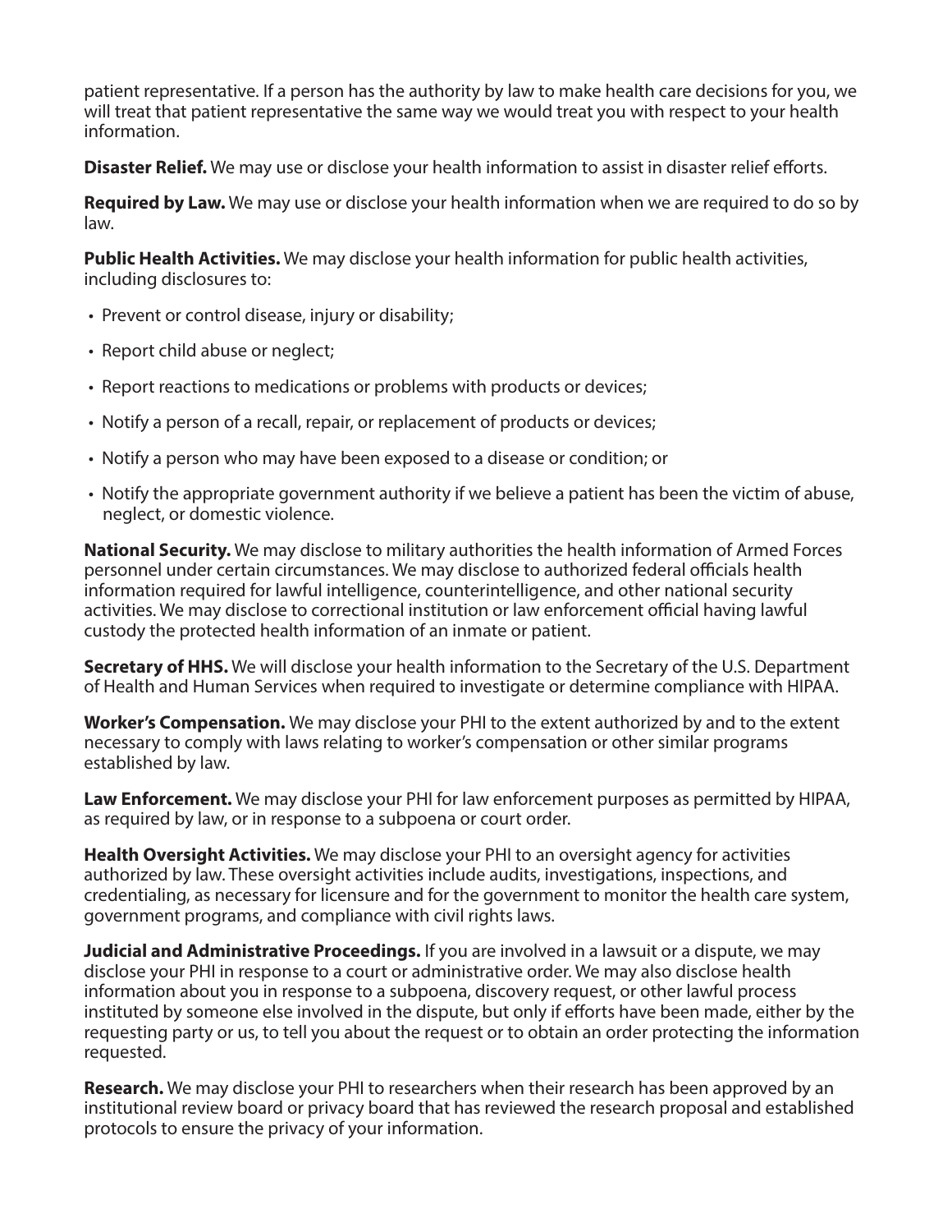patient representative. If a person has the authority by law to make health care decisions for you, we will treat that patient representative the same way we would treat you with respect to your health information.

**Disaster Relief.** We may use or disclose your health information to assist in disaster relief efforts.

**Required by Law.** We may use or disclose your health information when we are required to do so by law.

**Public Health Activities.** We may disclose your health information for public health activities, including disclosures to:

- Prevent or control disease, injury or disability;
- Report child abuse or neglect;
- Report reactions to medications or problems with products or devices;
- Notify a person of a recall, repair, or replacement of products or devices;
- Notify a person who may have been exposed to a disease or condition; or
- Notify the appropriate government authority if we believe a patient has been the victim of abuse, neglect, or domestic violence.

**National Security.** We may disclose to military authorities the health information of Armed Forces personnel under certain circumstances. We may disclose to authorized federal officials health information required for lawful intelligence, counterintelligence, and other national security activities. We may disclose to correctional institution or law enforcement official having lawful custody the protected health information of an inmate or patient.

**Secretary of HHS.** We will disclose your health information to the Secretary of the U.S. Department of Health and Human Services when required to investigate or determine compliance with HIPAA.

**Worker's Compensation.** We may disclose your PHI to the extent authorized by and to the extent necessary to comply with laws relating to worker's compensation or other similar programs established by law.

**Law Enforcement.** We may disclose your PHI for law enforcement purposes as permitted by HIPAA, as required by law, or in response to a subpoena or court order.

**Health Oversight Activities.** We may disclose your PHI to an oversight agency for activities authorized by law. These oversight activities include audits, investigations, inspections, and credentialing, as necessary for licensure and for the government to monitor the health care system, government programs, and compliance with civil rights laws.

**Judicial and Administrative Proceedings.** If you are involved in a lawsuit or a dispute, we may disclose your PHI in response to a court or administrative order. We may also disclose health information about you in response to a subpoena, discovery request, or other lawful process instituted by someone else involved in the dispute, but only if efforts have been made, either by the requesting party or us, to tell you about the request or to obtain an order protecting the information requested.

**Research.** We may disclose your PHI to researchers when their research has been approved by an institutional review board or privacy board that has reviewed the research proposal and established protocols to ensure the privacy of your information.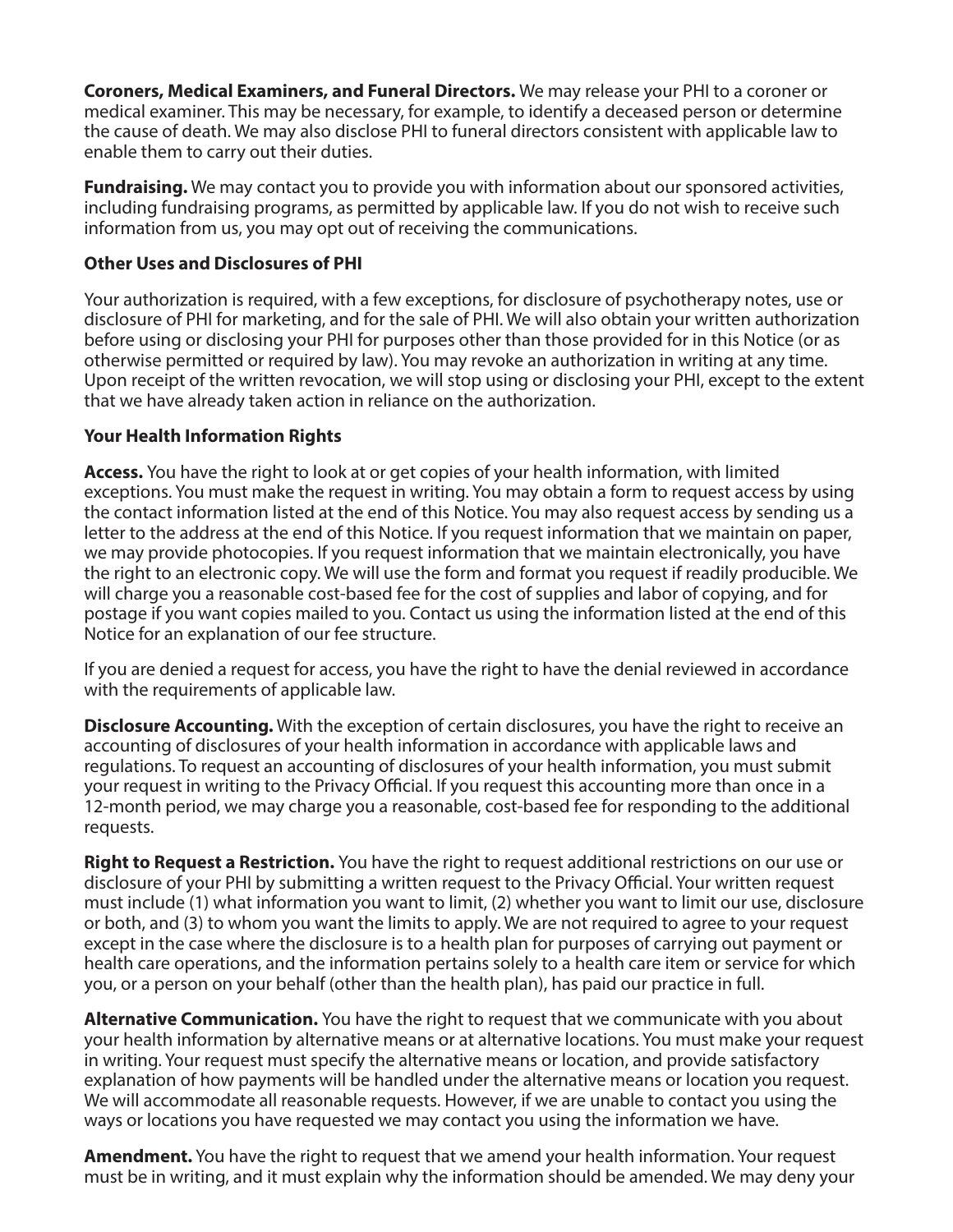**Coroners, Medical Examiners, and Funeral Directors.** We may release your PHI to a coroner or medical examiner. This may be necessary, for example, to identify a deceased person or determine the cause of death. We may also disclose PHI to funeral directors consistent with applicable law to enable them to carry out their duties.

**Fundraising.** We may contact you to provide you with information about our sponsored activities, including fundraising programs, as permitted by applicable law. If you do not wish to receive such information from us, you may opt out of receiving the communications.

**Other Uses and Disclosures of PHI**

Your authorization is required, with a few exceptions, for disclosure of psychotherapy notes, use or disclosure of PHI for marketing, and for the sale of PHI. We will also obtain your written authorization before using or disclosing your PHI for purposes other than those provided for in this Notice (or as otherwise permitted or required by law). You may revoke an authorization in writing at any time. Upon receipt of the written revocation, we will stop using or disclosing your PHI, except to the extent that we have already taken action in reliance on the authorization.

**Your Health Information Rights**

**Access.** You have the right to look at or get copies of your health information, with limited exceptions. You must make the request in writing. You may obtain a form to request access by using the contact information listed at the end of this Notice. You may also request access by sending us a letter to the address at the end of this Notice. If you request information that we maintain on paper, we may provide photocopies. If you request information that we maintain electronically, you have the right to an electronic copy. We will use the form and format you request if readily producible. We will charge you a reasonable cost-based fee for the cost of supplies and labor of copying, and for postage if you want copies mailed to you. Contact us using the information listed at the end of this Notice for an explanation of our fee structure.

If you are denied a request for access, you have the right to have the denial reviewed in accordance with the requirements of applicable law.

**Disclosure Accounting.** With the exception of certain disclosures, you have the right to receive an accounting of disclosures of your health information in accordance with applicable laws and regulations. To request an accounting of disclosures of your health information, you must submit your request in writing to the Privacy Official. If you request this accounting more than once in a 12-month period, we may charge you a reasonable, cost-based fee for responding to the additional requests.

**Right to Request a Restriction.** You have the right to request additional restrictions on our use or disclosure of your PHI by submitting a written request to the Privacy Official. Your written request must include (1) what information you want to limit, (2) whether you want to limit our use, disclosure or both, and (3) to whom you want the limits to apply. We are not required to agree to your request except in the case where the disclosure is to a health plan for purposes of carrying out payment or health care operations, and the information pertains solely to a health care item or service for which you, or a person on your behalf (other than the health plan), has paid our practice in full.

**Alternative Communication.** You have the right to request that we communicate with you about your health information by alternative means or at alternative locations. You must make your request in writing. Your request must specify the alternative means or location, and provide satisfactory explanation of how payments will be handled under the alternative means or location you request. We will accommodate all reasonable requests. However, if we are unable to contact you using the ways or locations you have requested we may contact you using the information we have.

**Amendment.** You have the right to request that we amend your health information. Your request must be in writing, and it must explain why the information should be amended. We may deny your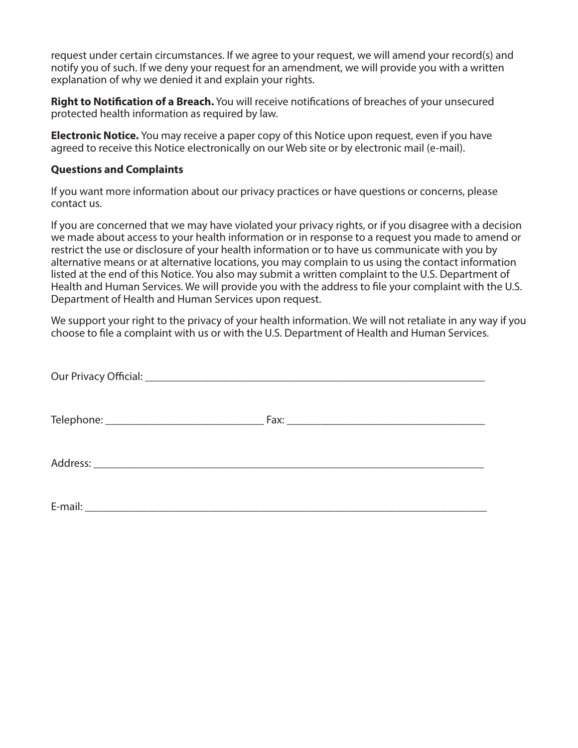request under certain circumstances. If we agree to your request, we will amend your record(s) and notify you of such. If we deny your request for an amendment, we will provide you with a written explanation of why we denied it and explain your rights.

**Right to Notification of a Breach.** You will receive notifications of breaches of your unsecured protected health information as required by law.

**Electronic Notice.** You may receive a paper copy of this Notice upon request, even if you have agreed to receive this Notice electronically on our Web site or by electronic mail (e-mail).

**Questions and Complaints**

If you want more information about our privacy practices or have questions or concerns, please contact us.

If you are concerned that we may have violated your privacy rights, or if you disagree with a decision we made about access to your health information or in response to a request you made to amend or restrict the use or disclosure of your health information or to have us communicate with you by alternative means or at alternative locations, you may complain to us using the contact information listed at the end of this Notice. You also may submit a written complaint to the U.S. Department of Health and Human Services. We will provide you with the address to file your complaint with the U.S. Department of Health and Human Services upon request.

We support your right to the privacy of your health information. We will not retaliate in any way if you choose to file a complaint with us or with the U.S. Department of Health and Human Services.

Our Privacy Official: ______________________________________________________________

Telephone: ____________________________ Fax: ___________________________________

Address: _______________________________________________________________________

E-mail: _________________________________________________________________________